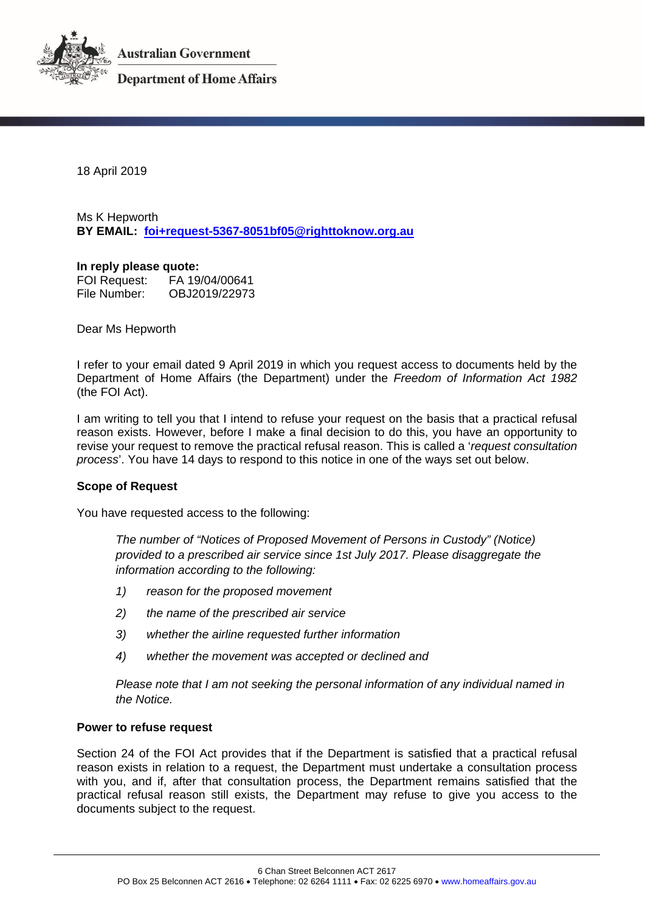Australian Government

Department of Home Affairs

18 April 2019

Ms K Hepworth
**BY EMAIL: foi+request-5367-8051bf05@righttoknow.org.au**

**In reply please quote:**
FOI Request: FA 19/04/00641
File Number: OBJ2019/22973

Dear Ms Hepworth

I refer to your email dated 9 April 2019 in which you request access to documents held by the Department of Home Affairs (the Department) under the *Freedom of Information Act 1982* (the FOI Act).

I am writing to tell you that I intend to refuse your request on the basis that a practical refusal reason exists. However, before I make a final decision to do this, you have an opportunity to revise your request to remove the practical refusal reason. This is called a '*request consultation process*'. You have 14 days to respond to this notice in one of the ways set out below.

**Scope of Request**

You have requested access to the following:

> *The number of "Notices of Proposed Movement of Persons in Custody" (Notice) provided to a prescribed air service since 1st July 2017. Please disaggregate the information according to the following:*
>
> *1) reason for the proposed movement*
>
> *2) the name of the prescribed air service*
>
> *3) whether the airline requested further information*
>
> *4) whether the movement was accepted or declined and*
>
> *Please note that I am not seeking the personal information of any individual named in the Notice.*

**Power to refuse request**

Section 24 of the FOI Act provides that if the Department is satisfied that a practical refusal reason exists in relation to a request, the Department must undertake a consultation process with you, and if, after that consultation process, the Department remains satisfied that the practical refusal reason still exists, the Department may refuse to give you access to the documents subject to the request.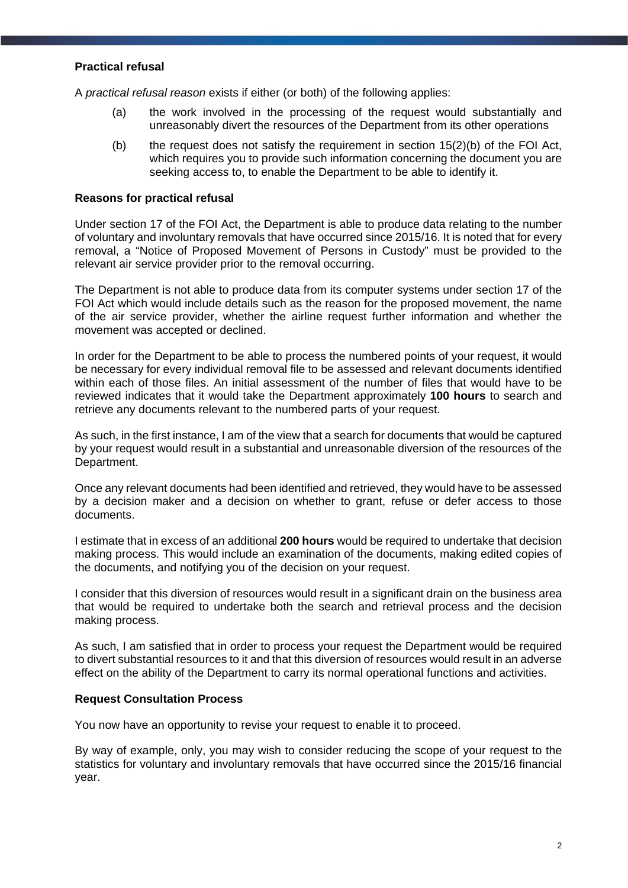**Practical refusal**

A *practical refusal reason* exists if either (or both) of the following applies:

(a) the work involved in the processing of the request would substantially and unreasonably divert the resources of the Department from its other operations

(b) the request does not satisfy the requirement in section 15(2)(b) of the FOI Act, which requires you to provide such information concerning the document you are seeking access to, to enable the Department to be able to identify it.

**Reasons for practical refusal**

Under section 17 of the FOI Act, the Department is able to produce data relating to the number of voluntary and involuntary removals that have occurred since 2015/16. It is noted that for every removal, a "Notice of Proposed Movement of Persons in Custody" must be provided to the relevant air service provider prior to the removal occurring.

The Department is not able to produce data from its computer systems under section 17 of the FOI Act which would include details such as the reason for the proposed movement, the name of the air service provider, whether the airline request further information and whether the movement was accepted or declined.

In order for the Department to be able to process the numbered points of your request, it would be necessary for every individual removal file to be assessed and relevant documents identified within each of those files. An initial assessment of the number of files that would have to be reviewed indicates that it would take the Department approximately **100 hours** to search and retrieve any documents relevant to the numbered parts of your request.

As such, in the first instance, I am of the view that a search for documents that would be captured by your request would result in a substantial and unreasonable diversion of the resources of the Department.

Once any relevant documents had been identified and retrieved, they would have to be assessed by a decision maker and a decision on whether to grant, refuse or defer access to those documents.

I estimate that in excess of an additional **200 hours** would be required to undertake that decision making process. This would include an examination of the documents, making edited copies of the documents, and notifying you of the decision on your request.

I consider that this diversion of resources would result in a significant drain on the business area that would be required to undertake both the search and retrieval process and the decision making process.

As such, I am satisfied that in order to process your request the Department would be required to divert substantial resources to it and that this diversion of resources would result in an adverse effect on the ability of the Department to carry its normal operational functions and activities.

**Request Consultation Process**

You now have an opportunity to revise your request to enable it to proceed.

By way of example, only, you may wish to consider reducing the scope of your request to the statistics for voluntary and involuntary removals that have occurred since the 2015/16 financial year.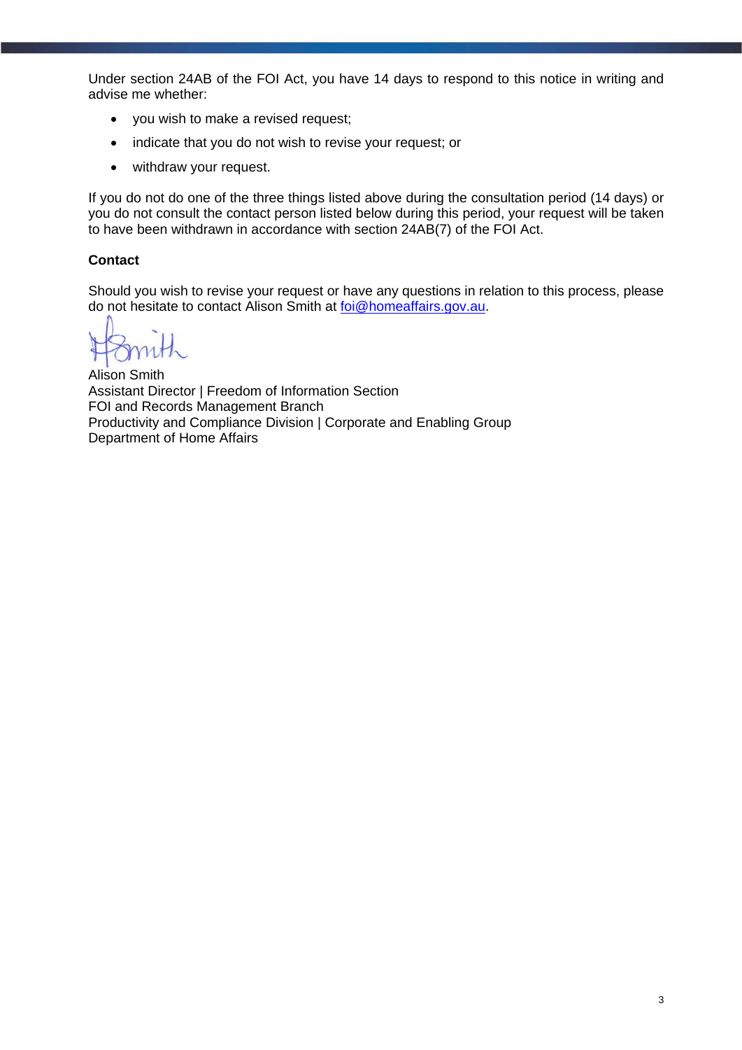Under section 24AB of the FOI Act, you have 14 days to respond to this notice in writing and advise me whether:

- you wish to make a revised request;
- indicate that you do not wish to revise your request; or
- withdraw your request.

If you do not do one of the three things listed above during the consultation period (14 days) or you do not consult the contact person listed below during this period, your request will be taken to have been withdrawn in accordance with section 24AB(7) of the FOI Act.

**Contact**

Should you wish to revise your request or have any questions in relation to this process, please do not hesitate to contact Alison Smith at foi@homeaffairs.gov.au.

Alison Smith
Assistant Director | Freedom of Information Section
FOI and Records Management Branch
Productivity and Compliance Division | Corporate and Enabling Group
Department of Home Affairs